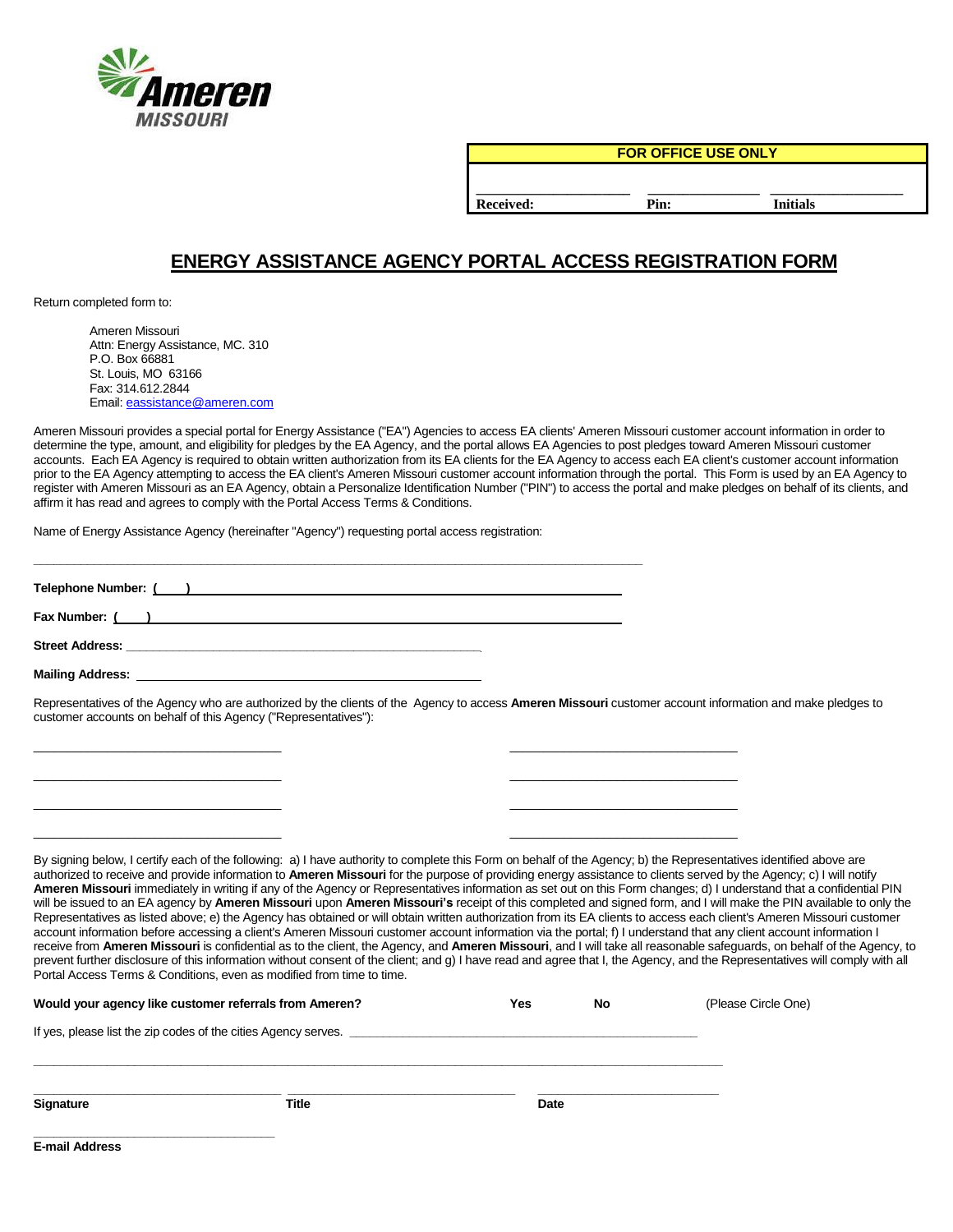Ameren MISSOURI

| FOR OFFICE USE ONLY | | |
|---|---|---|
| Received: | Pin: | Initials |

# ENERGY ASSISTANCE AGENCY PORTAL ACCESS REGISTRATION FORM

Return completed form to:

Ameren Missouri
Attn: Energy Assistance, MC. 310
P.O. Box 66881
St. Louis, MO 63166
Fax: 314.612.2844
Email: eassistance@ameren.com

Ameren Missouri provides a special portal for Energy Assistance ("EA") Agencies to access EA clients' Ameren Missouri customer account information in order to determine the type, amount, and eligibility for pledges by the EA Agency, and the portal allows EA Agencies to post pledges toward Ameren Missouri customer accounts. Each EA Agency is required to obtain written authorization from its EA clients for the EA Agency to access each EA client's customer account information prior to the EA Agency attempting to access the EA client's Ameren Missouri customer account information through the portal. This Form is used by an EA Agency to register with Ameren Missouri as an EA Agency, obtain a Personalize Identification Number ("PIN") to access the portal and make pledges on behalf of its clients, and affirm it has read and agrees to comply with the Portal Access Terms & Conditions.

Name of Energy Assistance Agency (hereinafter "Agency") requesting portal access registration:

_______________________________________________

**Telephone Number: (     )** _______________________________________________

**Fax Number: (     )** _______________________________________________

**Street Address:** _______________________________________________

**Mailing Address:** _______________________________________________

Representatives of the Agency who are authorized by the clients of the Agency to access **Ameren Missouri** customer account information and make pledges to customer accounts on behalf of this Agency ("Representatives"):

_________________________ _________________________

_________________________ _________________________

_________________________ _________________________

_________________________ _________________________

By signing below, I certify each of the following: a) I have authority to complete this Form on behalf of the Agency; b) the Representatives identified above are authorized to receive and provide information to **Ameren Missouri** for the purpose of providing energy assistance to clients served by the Agency; c) I will notify **Ameren Missouri** immediately in writing if any of the Agency or Representatives information as set out on this Form changes; d) I understand that a confidential PIN will be issued to an EA agency by **Ameren Missouri** upon **Ameren Missouri's** receipt of this completed and signed form, and I will make the PIN available to only the Representatives as listed above; e) the Agency has obtained or will obtain written authorization from its EA clients to access each client's Ameren Missouri customer account information before accessing a client's Ameren Missouri customer account information via the portal; f) I understand that any client account information I receive from **Ameren Missouri** is confidential as to the client, the Agency, and **Ameren Missouri**, and I will take all reasonable safeguards, on behalf of the Agency, to prevent further disclosure of this information without consent of the client; and g) I have read and agree that I, the Agency, and the Representatives will comply with all Portal Access Terms & Conditions, even as modified from time to time.

**Would your agency like customer referrals from Ameren?** **Yes** **No** (Please Circle One)

If yes, please list the zip codes of the cities Agency serves. _______________________________________________

_______________________________________________

_________________________ _________________________ _________________________
**Signature** **Title** **Date**

_________________________
**E-mail Address**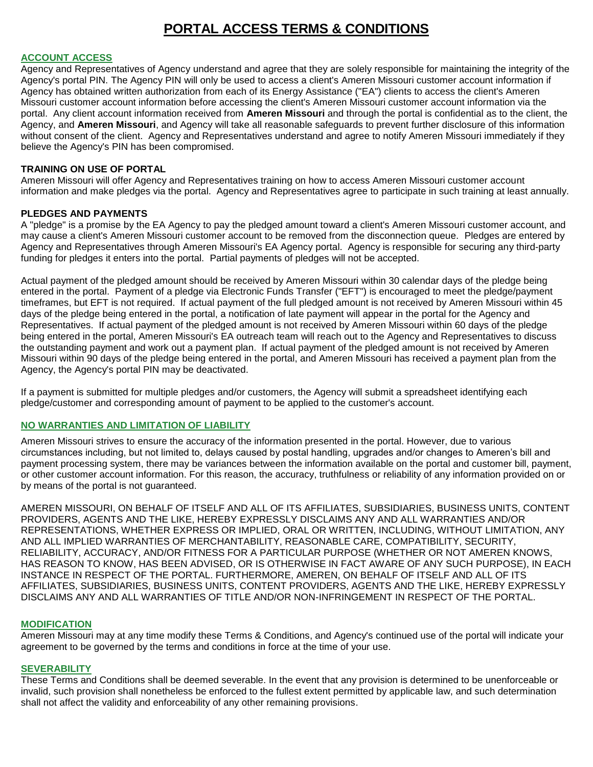# PORTAL ACCESS TERMS & CONDITIONS

## ACCOUNT ACCESS

Agency and Representatives of Agency understand and agree that they are solely responsible for maintaining the integrity of the Agency's portal PIN. The Agency PIN will only be used to access a client's Ameren Missouri customer account information if Agency has obtained written authorization from each of its Energy Assistance ("EA") clients to access the client's Ameren Missouri customer account information before accessing the client's Ameren Missouri customer account information via the portal. Any client account information received from **Ameren Missouri** and through the portal is confidential as to the client, the Agency, and **Ameren Missouri**, and Agency will take all reasonable safeguards to prevent further disclosure of this information without consent of the client. Agency and Representatives understand and agree to notify Ameren Missouri immediately if they believe the Agency's PIN has been compromised.

## TRAINING ON USE OF PORTAL

Ameren Missouri will offer Agency and Representatives training on how to access Ameren Missouri customer account information and make pledges via the portal. Agency and Representatives agree to participate in such training at least annually.

## PLEDGES AND PAYMENTS

A "pledge" is a promise by the EA Agency to pay the pledged amount toward a client's Ameren Missouri customer account, and may cause a client's Ameren Missouri customer account to be removed from the disconnection queue. Pledges are entered by Agency and Representatives through Ameren Missouri's EA Agency portal. Agency is responsible for securing any third-party funding for pledges it enters into the portal. Partial payments of pledges will not be accepted.

Actual payment of the pledged amount should be received by Ameren Missouri within 30 calendar days of the pledge being entered in the portal. Payment of a pledge via Electronic Funds Transfer ("EFT") is encouraged to meet the pledge/payment timeframes, but EFT is not required. If actual payment of the full pledged amount is not received by Ameren Missouri within 45 days of the pledge being entered in the portal, a notification of late payment will appear in the portal for the Agency and Representatives. If actual payment of the pledged amount is not received by Ameren Missouri within 60 days of the pledge being entered in the portal, Ameren Missouri's EA outreach team will reach out to the Agency and Representatives to discuss the outstanding payment and work out a payment plan. If actual payment of the pledged amount is not received by Ameren Missouri within 90 days of the pledge being entered in the portal, and Ameren Missouri has received a payment plan from the Agency, the Agency's portal PIN may be deactivated.

If a payment is submitted for multiple pledges and/or customers, the Agency will submit a spreadsheet identifying each pledge/customer and corresponding amount of payment to be applied to the customer's account.

## NO WARRANTIES AND LIMITATION OF LIABILITY

Ameren Missouri strives to ensure the accuracy of the information presented in the portal. However, due to various circumstances including, but not limited to, delays caused by postal handling, upgrades and/or changes to Ameren's bill and payment processing system, there may be variances between the information available on the portal and customer bill, payment, or other customer account information. For this reason, the accuracy, truthfulness or reliability of any information provided on or by means of the portal is not guaranteed.

AMEREN MISSOURI, ON BEHALF OF ITSELF AND ALL OF ITS AFFILIATES, SUBSIDIARIES, BUSINESS UNITS, CONTENT PROVIDERS, AGENTS AND THE LIKE, HEREBY EXPRESSLY DISCLAIMS ANY AND ALL WARRANTIES AND/OR REPRESENTATIONS, WHETHER EXPRESS OR IMPLIED, ORAL OR WRITTEN, INCLUDING, WITHOUT LIMITATION, ANY AND ALL IMPLIED WARRANTIES OF MERCHANTABILITY, REASONABLE CARE, COMPATIBILITY, SECURITY, RELIABILITY, ACCURACY, AND/OR FITNESS FOR A PARTICULAR PURPOSE (WHETHER OR NOT AMEREN KNOWS, HAS REASON TO KNOW, HAS BEEN ADVISED, OR IS OTHERWISE IN FACT AWARE OF ANY SUCH PURPOSE), IN EACH INSTANCE IN RESPECT OF THE PORTAL. FURTHERMORE, AMEREN, ON BEHALF OF ITSELF AND ALL OF ITS AFFILIATES, SUBSIDIARIES, BUSINESS UNITS, CONTENT PROVIDERS, AGENTS AND THE LIKE, HEREBY EXPRESSLY DISCLAIMS ANY AND ALL WARRANTIES OF TITLE AND/OR NON-INFRINGEMENT IN RESPECT OF THE PORTAL.

## MODIFICATION

Ameren Missouri may at any time modify these Terms & Conditions, and Agency's continued use of the portal will indicate your agreement to be governed by the terms and conditions in force at the time of your use.

## SEVERABILITY

These Terms and Conditions shall be deemed severable. In the event that any provision is determined to be unenforceable or invalid, such provision shall nonetheless be enforced to the fullest extent permitted by applicable law, and such determination shall not affect the validity and enforceability of any other remaining provisions.